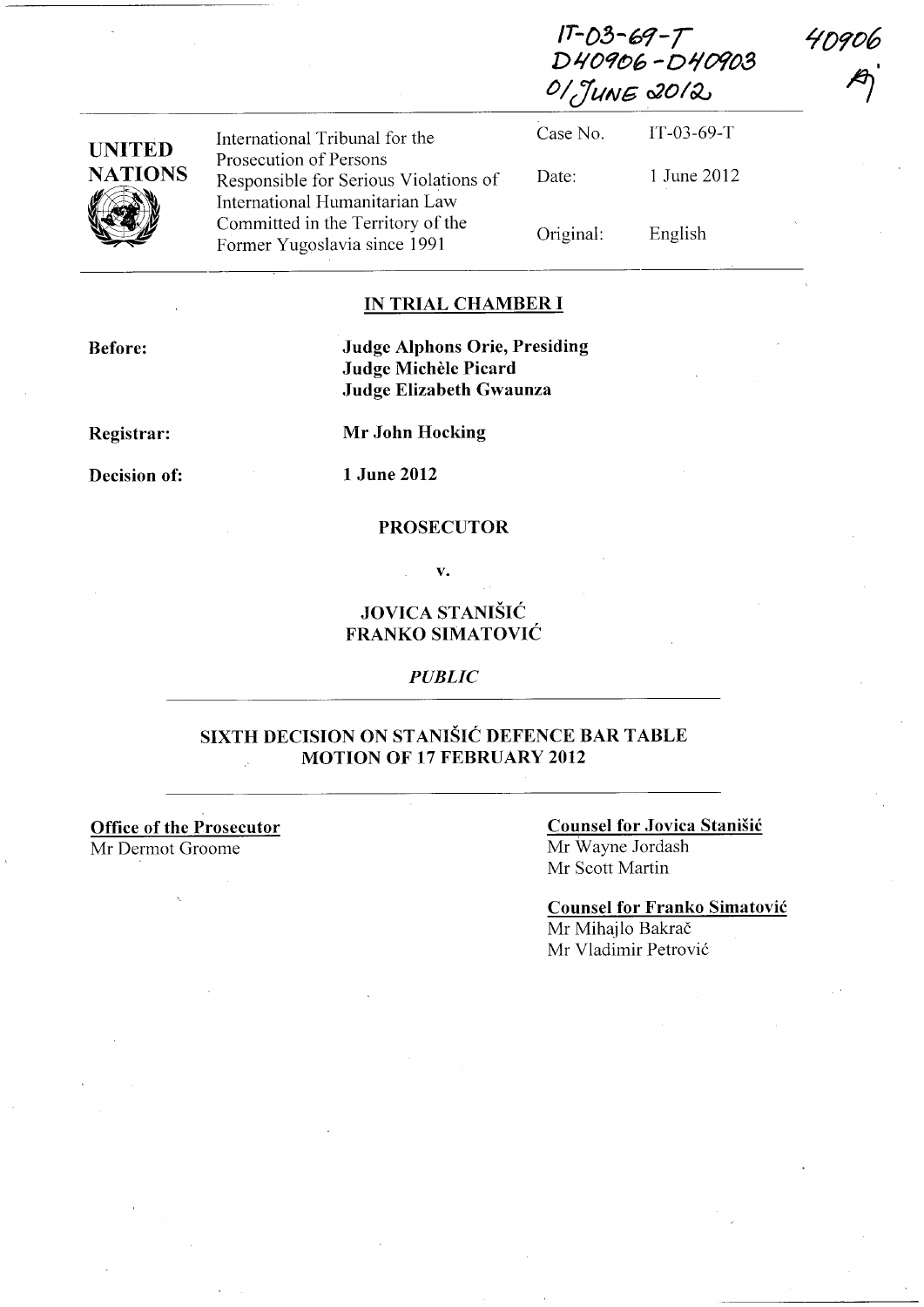IT-03-69-T
D40906 - D40903
01 JUNE 2012

40906

| UNITED NATIONS | International Tribunal for the Prosecution of Persons Responsible for Serious Violations of International Humanitarian Law Committed in the Territory of the Former Yugoslavia since 1991 | Case No. | IT-03-69-T |
|---|---|---|---|
| | | Date: | 1 June 2012 |
| | | Original: | English |

## IN TRIAL CHAMBER I

**Before:** **Judge Alphons Orie, Presiding**
**Judge Michèle Picard**
**Judge Elizabeth Gwaunza**

**Registrar:** **Mr John Hocking**

**Decision of:** **1 June 2012**

**PROSECUTOR**

**v.**

**JOVICA STANIŠIĆ**
**FRANKO SIMATOVIĆ**

***PUBLIC***

## SIXTH DECISION ON STANIŠIĆ DEFENCE BAR TABLE MOTION OF 17 FEBRUARY 2012

**Office of the Prosecutor**
Mr Dermot Groome

**Counsel for Jovica Stanišić**
Mr Wayne Jordash
Mr Scott Martin

**Counsel for Franko Simatović**
Mr Mihajlo Bakrač
Mr Vladimir Petrović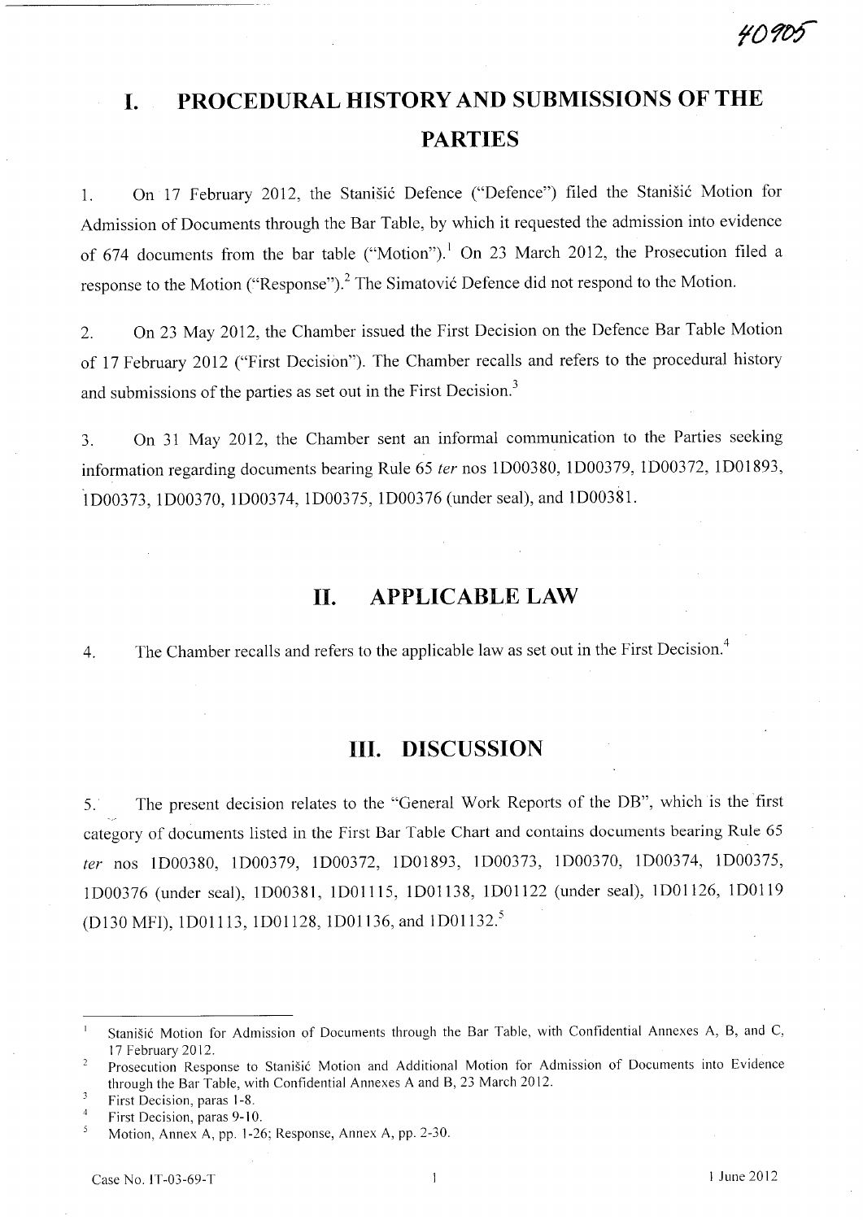# I. PROCEDURAL HISTORY AND SUBMISSIONS OF THE PARTIES

1. On 17 February 2012, the Stanišić Defence ("Defence") filed the Stanišić Motion for Admission of Documents through the Bar Table, by which it requested the admission into evidence of 674 documents from the bar table ("Motion").[1] On 23 March 2012, the Prosecution filed a response to the Motion ("Response").[2] The Simatović Defence did not respond to the Motion.

2. On 23 May 2012, the Chamber issued the First Decision on the Defence Bar Table Motion of 17 February 2012 ("First Decision"). The Chamber recalls and refers to the procedural history and submissions of the parties as set out in the First Decision.[3]

3. On 31 May 2012, the Chamber sent an informal communication to the Parties seeking information regarding documents bearing Rule 65 *ter* nos 1D00380, 1D00379, 1D00372, 1D01893, 1D00373, 1D00370, 1D00374, 1D00375, 1D00376 (under seal), and 1D00381.

# II. APPLICABLE LAW

4. The Chamber recalls and refers to the applicable law as set out in the First Decision.[4]

# III. DISCUSSION

5. The present decision relates to the "General Work Reports of the DB", which is the first category of documents listed in the First Bar Table Chart and contains documents bearing Rule 65 *ter* nos 1D00380, 1D00379, 1D00372, 1D01893, 1D00373, 1D00370, 1D00374, 1D00375, 1D00376 (under seal), 1D00381, 1D01115, 1D01138, 1D01122 (under seal), 1D01126, 1D0119 (D130 MFI), 1D01113, 1D01128, 1D01136, and 1D01132.[5]

---

[1] Stanišić Motion for Admission of Documents through the Bar Table, with Confidential Annexes A, B, and C, 17 February 2012.

[2] Prosecution Response to Stanišić Motion and Additional Motion for Admission of Documents into Evidence through the Bar Table, with Confidential Annexes A and B, 23 March 2012.

[3] First Decision, paras 1-8.

[4] First Decision, paras 9-10.

[5] Motion, Annex A, pp. 1-26; Response, Annex A, pp. 2-30.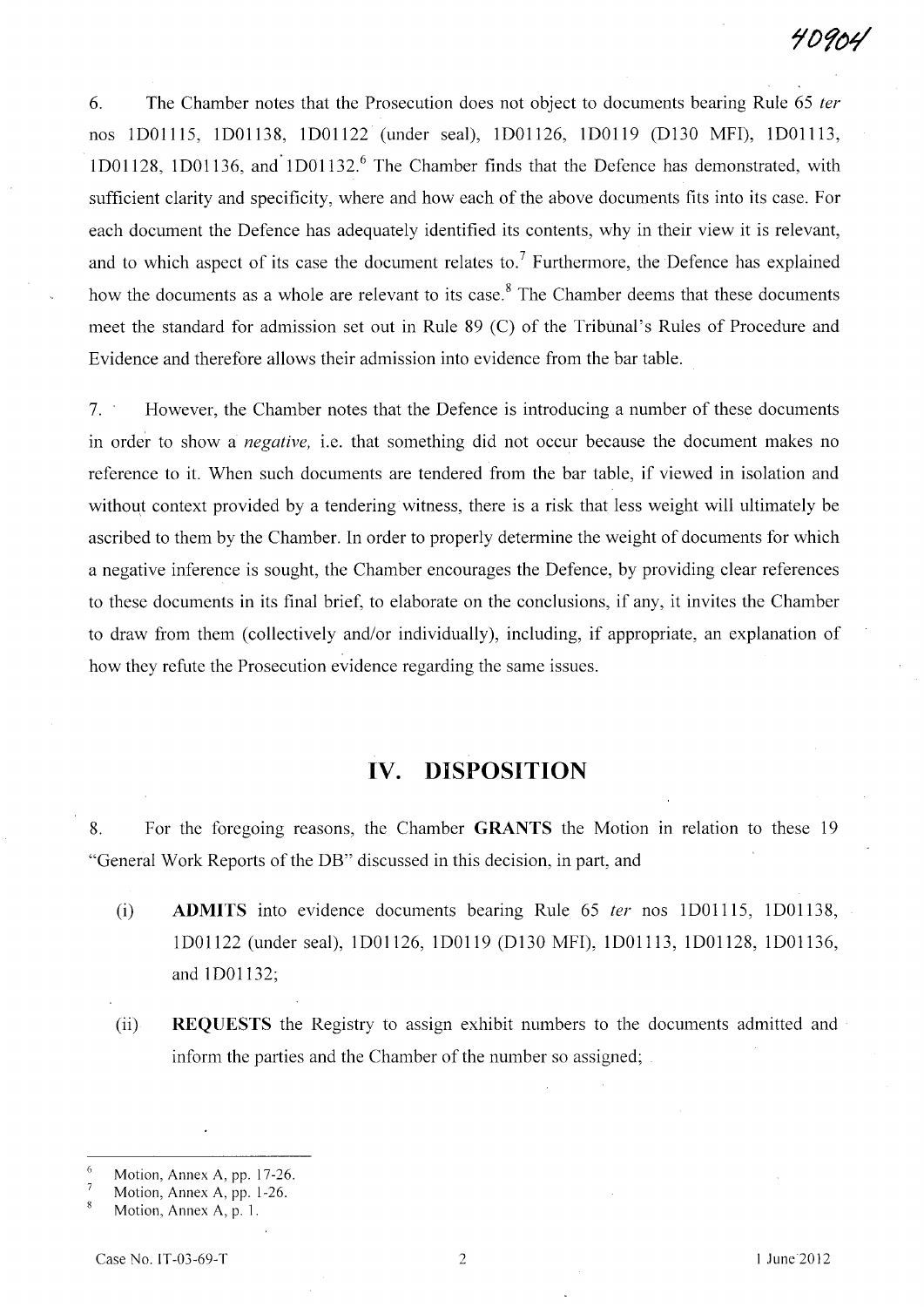6. The Chamber notes that the Prosecution does not object to documents bearing Rule 65 *ter* nos 1D01115, 1D01138, 1D01122 (under seal), 1D01126, 1D0119 (D130 MFI), 1D01113, 1D01128, 1D01136, and 1D01132.[6] The Chamber finds that the Defence has demonstrated, with sufficient clarity and specificity, where and how each of the above documents fits into its case. For each document the Defence has adequately identified its contents, why in their view it is relevant, and to which aspect of its case the document relates to.[7] Furthermore, the Defence has explained how the documents as a whole are relevant to its case.[8] The Chamber deems that these documents meet the standard for admission set out in Rule 89 (C) of the Tribunal's Rules of Procedure and Evidence and therefore allows their admission into evidence from the bar table.

7. However, the Chamber notes that the Defence is introducing a number of these documents in order to show a *negative,* i.e. that something did not occur because the document makes no reference to it. When such documents are tendered from the bar table, if viewed in isolation and without context provided by a tendering witness, there is a risk that less weight will ultimately be ascribed to them by the Chamber. In order to properly determine the weight of documents for which a negative inference is sought, the Chamber encourages the Defence, by providing clear references to these documents in its final brief, to elaborate on the conclusions, if any, it invites the Chamber to draw from them (collectively and/or individually), including, if appropriate, an explanation of how they refute the Prosecution evidence regarding the same issues.

## IV. DISPOSITION

8. For the foregoing reasons, the Chamber **GRANTS** the Motion in relation to these 19 "General Work Reports of the DB" discussed in this decision, in part, and

(i) **ADMITS** into evidence documents bearing Rule 65 *ter* nos 1D01115, 1D01138, 1D01122 (under seal), 1D01126, 1D0119 (D130 MFI), 1D01113, 1D01128, 1D01136, and 1D01132;

(ii) **REQUESTS** the Registry to assign exhibit numbers to the documents admitted and inform the parties and the Chamber of the number so assigned;

---

[6] Motion, Annex A, pp. 17-26.

[7] Motion, Annex A, pp. 1-26.

[8] Motion, Annex A, p. 1.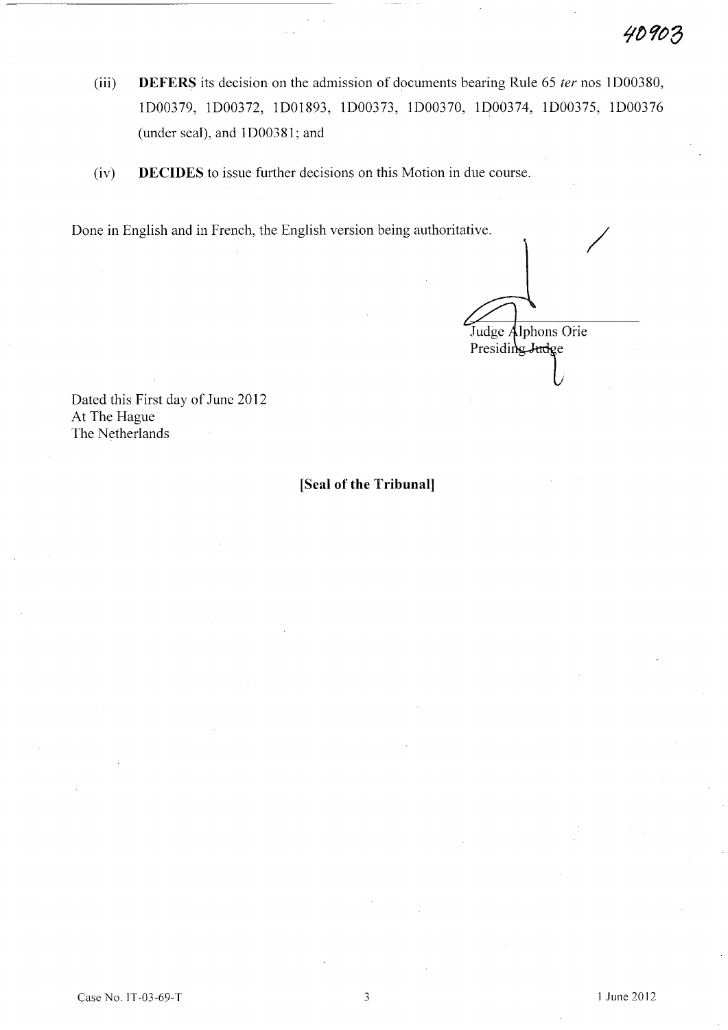(iii) **DEFERS** its decision on the admission of documents bearing Rule 65 *ter* nos 1D00380, 1D00379, 1D00372, 1D01893, 1D00373, 1D00370, 1D00374, 1D00375, 1D00376 (under seal), and 1D00381; and

(iv) **DECIDES** to issue further decisions on this Motion in due course.

Done in English and in French, the English version being authoritative.

Judge Alphons Orie
Presiding Judge

Dated this First day of June 2012
At The Hague
The Netherlands

**[Seal of the Tribunal]**